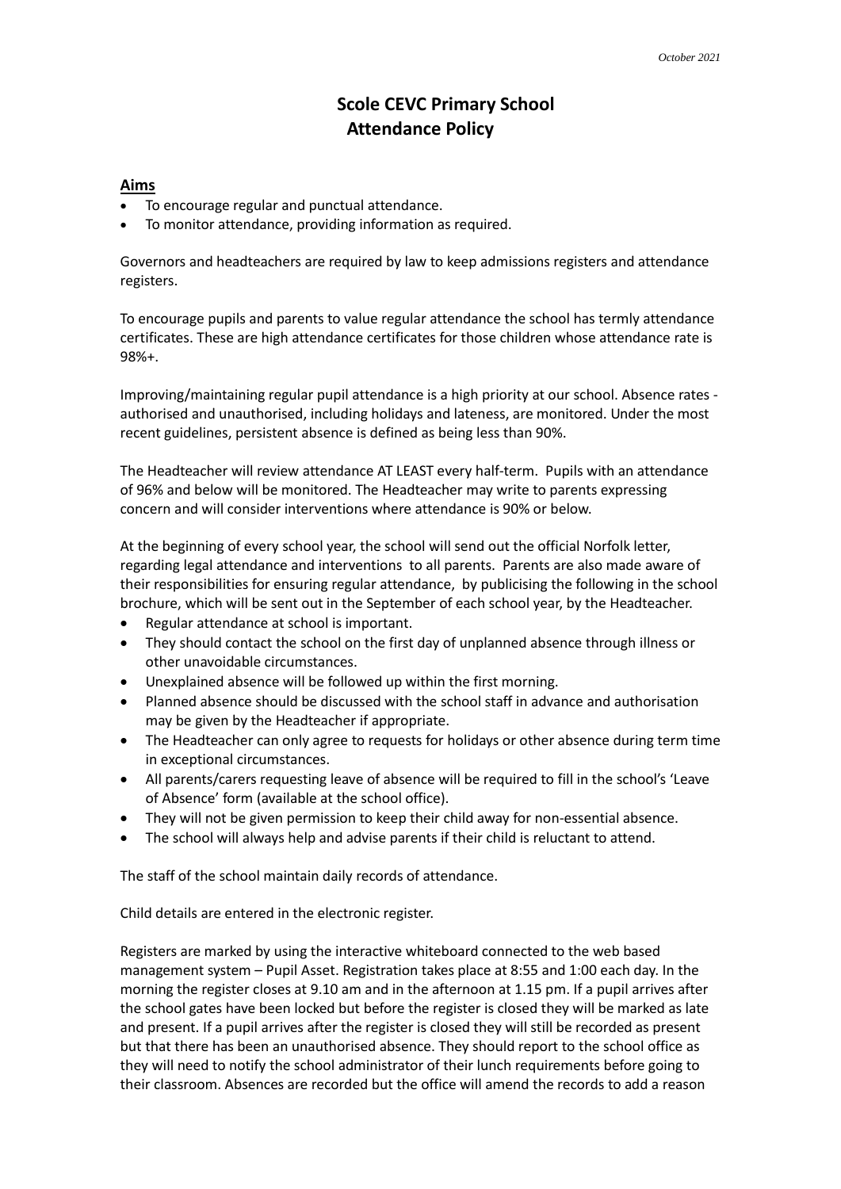October 2021

# Scole CEVC Primary School
# Attendance Policy

## Aims

- To encourage regular and punctual attendance.
- To monitor attendance, providing information as required.

Governors and headteachers are required by law to keep admissions registers and attendance registers.

To encourage pupils and parents to value regular attendance the school has termly attendance certificates. These are high attendance certificates for those children whose attendance rate is 98%+.

Improving/maintaining regular pupil attendance is a high priority at our school. Absence rates - authorised and unauthorised, including holidays and lateness, are monitored. Under the most recent guidelines, persistent absence is defined as being less than 90%.

The Headteacher will review attendance AT LEAST every half-term. Pupils with an attendance of 96% and below will be monitored. The Headteacher may write to parents expressing concern and will consider interventions where attendance is 90% or below.

At the beginning of every school year, the school will send out the official Norfolk letter, regarding legal attendance and interventions to all parents. Parents are also made aware of their responsibilities for ensuring regular attendance, by publicising the following in the school brochure, which will be sent out in the September of each school year, by the Headteacher.

- Regular attendance at school is important.
- They should contact the school on the first day of unplanned absence through illness or other unavoidable circumstances.
- Unexplained absence will be followed up within the first morning.
- Planned absence should be discussed with the school staff in advance and authorisation may be given by the Headteacher if appropriate.
- The Headteacher can only agree to requests for holidays or other absence during term time in exceptional circumstances.
- All parents/carers requesting leave of absence will be required to fill in the school's 'Leave of Absence' form (available at the school office).
- They will not be given permission to keep their child away for non-essential absence.
- The school will always help and advise parents if their child is reluctant to attend.

The staff of the school maintain daily records of attendance.

Child details are entered in the electronic register.

Registers are marked by using the interactive whiteboard connected to the web based management system – Pupil Asset. Registration takes place at 8:55 and 1:00 each day. In the morning the register closes at 9.10 am and in the afternoon at 1.15 pm. If a pupil arrives after the school gates have been locked but before the register is closed they will be marked as late and present. If a pupil arrives after the register is closed they will still be recorded as present but that there has been an unauthorised absence. They should report to the school office as they will need to notify the school administrator of their lunch requirements before going to their classroom. Absences are recorded but the office will amend the records to add a reason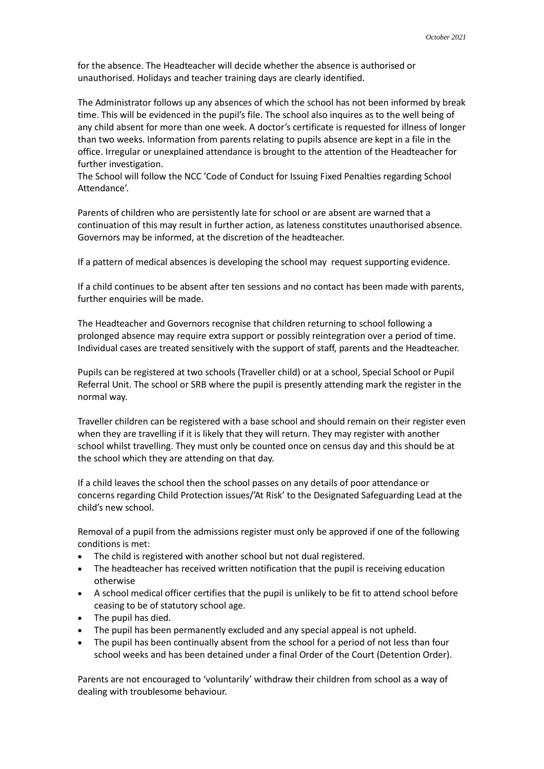for the absence. The Headteacher will decide whether the absence is authorised or unauthorised. Holidays and teacher training days are clearly identified.

The Administrator follows up any absences of which the school has not been informed by break time. This will be evidenced in the pupil's file. The school also inquires as to the well being of any child absent for more than one week. A doctor's certificate is requested for illness of longer than two weeks. Information from parents relating to pupils absence are kept in a file in the office. Irregular or unexplained attendance is brought to the attention of the Headteacher for further investigation.
The School will follow the NCC 'Code of Conduct for Issuing Fixed Penalties regarding School Attendance'.

Parents of children who are persistently late for school or are absent are warned that a continuation of this may result in further action, as lateness constitutes unauthorised absence. Governors may be informed, at the discretion of the headteacher.

If a pattern of medical absences is developing the school may request supporting evidence.

If a child continues to be absent after ten sessions and no contact has been made with parents, further enquiries will be made.

The Headteacher and Governors recognise that children returning to school following a prolonged absence may require extra support or possibly reintegration over a period of time. Individual cases are treated sensitively with the support of staff, parents and the Headteacher.

Pupils can be registered at two schools (Traveller child) or at a school, Special School or Pupil Referral Unit. The school or SRB where the pupil is presently attending mark the register in the normal way.

Traveller children can be registered with a base school and should remain on their register even when they are travelling if it is likely that they will return. They may register with another school whilst travelling. They must only be counted once on census day and this should be at the school which they are attending on that day.

If a child leaves the school then the school passes on any details of poor attendance or concerns regarding Child Protection issues/'At Risk' to the Designated Safeguarding Lead at the child's new school.

Removal of a pupil from the admissions register must only be approved if one of the following conditions is met:

- The child is registered with another school but not dual registered.
- The headteacher has received written notification that the pupil is receiving education otherwise
- A school medical officer certifies that the pupil is unlikely to be fit to attend school before ceasing to be of statutory school age.
- The pupil has died.
- The pupil has been permanently excluded and any special appeal is not upheld.
- The pupil has been continually absent from the school for a period of not less than four school weeks and has been detained under a final Order of the Court (Detention Order).

Parents are not encouraged to 'voluntarily' withdraw their children from school as a way of dealing with troublesome behaviour.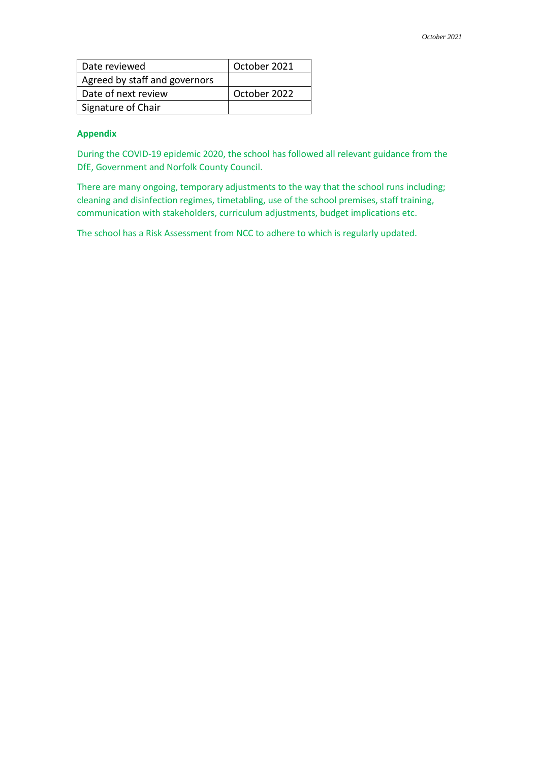| | |
|---|---|
| Date reviewed | October 2021 |
| Agreed by staff and governors | |
| Date of next review | October 2022 |
| Signature of Chair | |

**Appendix**

During the COVID-19 epidemic 2020, the school has followed all relevant guidance from the DfE, Government and Norfolk County Council.

There are many ongoing, temporary adjustments to the way that the school runs including; cleaning and disinfection regimes, timetabling, use of the school premises, staff training, communication with stakeholders, curriculum adjustments, budget implications etc.

The school has a Risk Assessment from NCC to adhere to which is regularly updated.